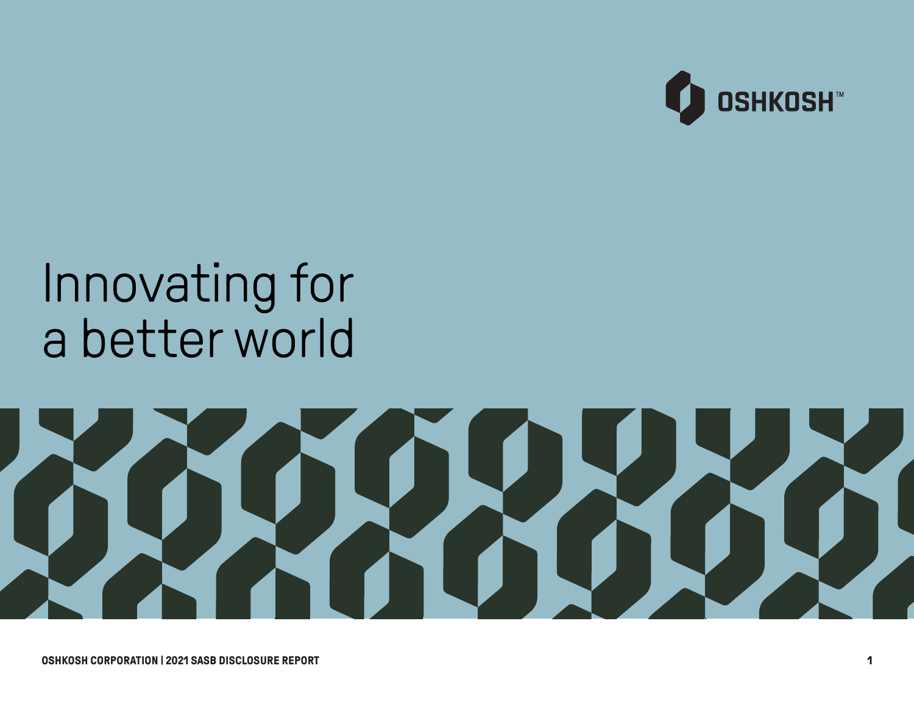OSHKOSH™

# Innovating for a better world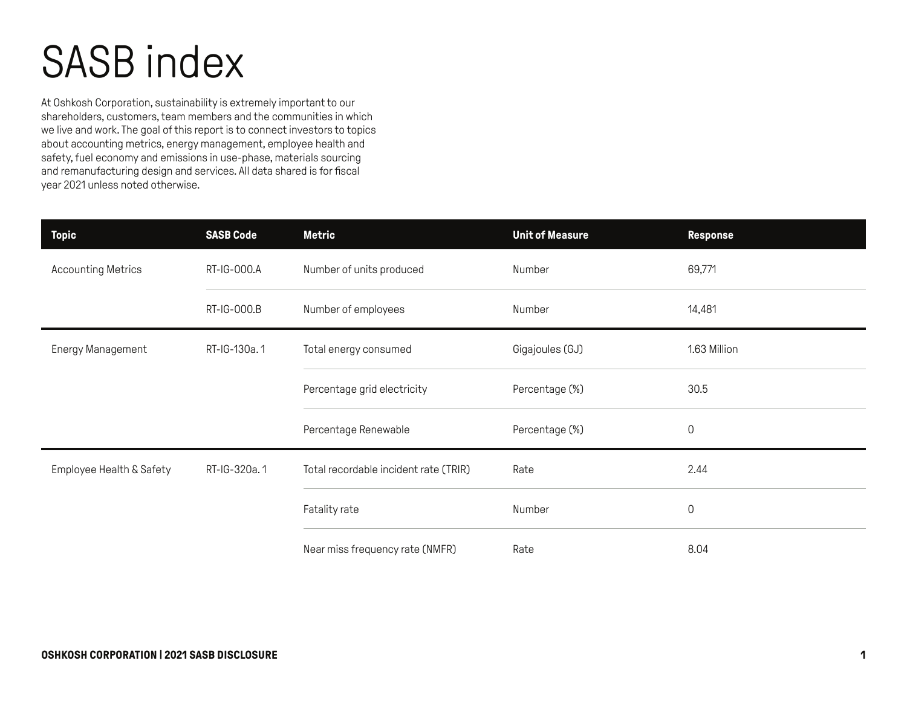# SASB index

At Oshkosh Corporation, sustainability is extremely important to our shareholders, customers, team members and the communities in which we live and work. The goal of this report is to connect investors to topics about accounting metrics, energy management, employee health and safety, fuel economy and emissions in use-phase, materials sourcing and remanufacturing design and services. All data shared is for fiscal year 2021 unless noted otherwise.

| Topic | SASB Code | Metric | Unit of Measure | Response |
|---|---|---|---|---|
| Accounting Metrics | RT-IG-000.A | Number of units produced | Number | 69,771 |
| | RT-IG-000.B | Number of employees | Number | 14,481 |
| Energy Management | RT-IG-130a. 1 | Total energy consumed | Gigajoules (GJ) | 1.63 Million |
| | | Percentage grid electricity | Percentage (%) | 30.5 |
| | | Percentage Renewable | Percentage (%) | 0 |
| Employee Health & Safety | RT-IG-320a. 1 | Total recordable incident rate (TRIR) | Rate | 2.44 |
| | | Fatality rate | Number | 0 |
| | | Near miss frequency rate (NMFR) | Rate | 8.04 |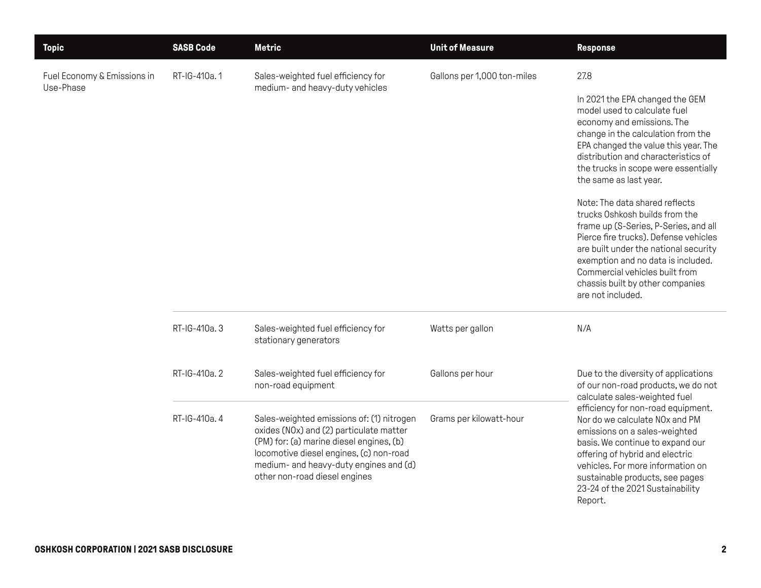| Topic | SASB Code | Metric | Unit of Measure | Response |
|---|---|---|---|---|
| Fuel Economy & Emissions in Use-Phase | RT-IG-410a. 1 | Sales-weighted fuel efficiency for medium- and heavy-duty vehicles | Gallons per 1,000 ton-miles | 27.8<br><br>In 2021 the EPA changed the GEM model used to calculate fuel economy and emissions. The change in the calculation from the EPA changed the value this year. The distribution and characteristics of the trucks in scope were essentially the same as last year.<br><br>Note: The data shared reflects trucks Oshkosh builds from the frame up (S-Series, P-Series, and all Pierce fire trucks). Defense vehicles are built under the national security exemption and no data is included. Commercial vehicles built from chassis built by other companies are not included. |
| | RT-IG-410a. 3 | Sales-weighted fuel efficiency for stationary generators | Watts per gallon | N/A |
| | RT-IG-410a. 2 | Sales-weighted fuel efficiency for non-road equipment | Gallons per hour | Due to the diversity of applications of our non-road products, we do not calculate sales-weighted fuel efficiency for non-road equipment. Nor do we calculate NOx and PM emissions on a sales-weighted basis. We continue to expand our offering of hybrid and electric vehicles. For more information on sustainable products, see pages 23-24 of the 2021 Sustainability Report. |
| | RT-IG-410a. 4 | Sales-weighted emissions of: (1) nitrogen oxides (NOx) and (2) particulate matter (PM) for: (a) marine diesel engines, (b) locomotive diesel engines, (c) non-road medium- and heavy-duty engines and (d) other non-road diesel engines | Grams per kilowatt-hour | |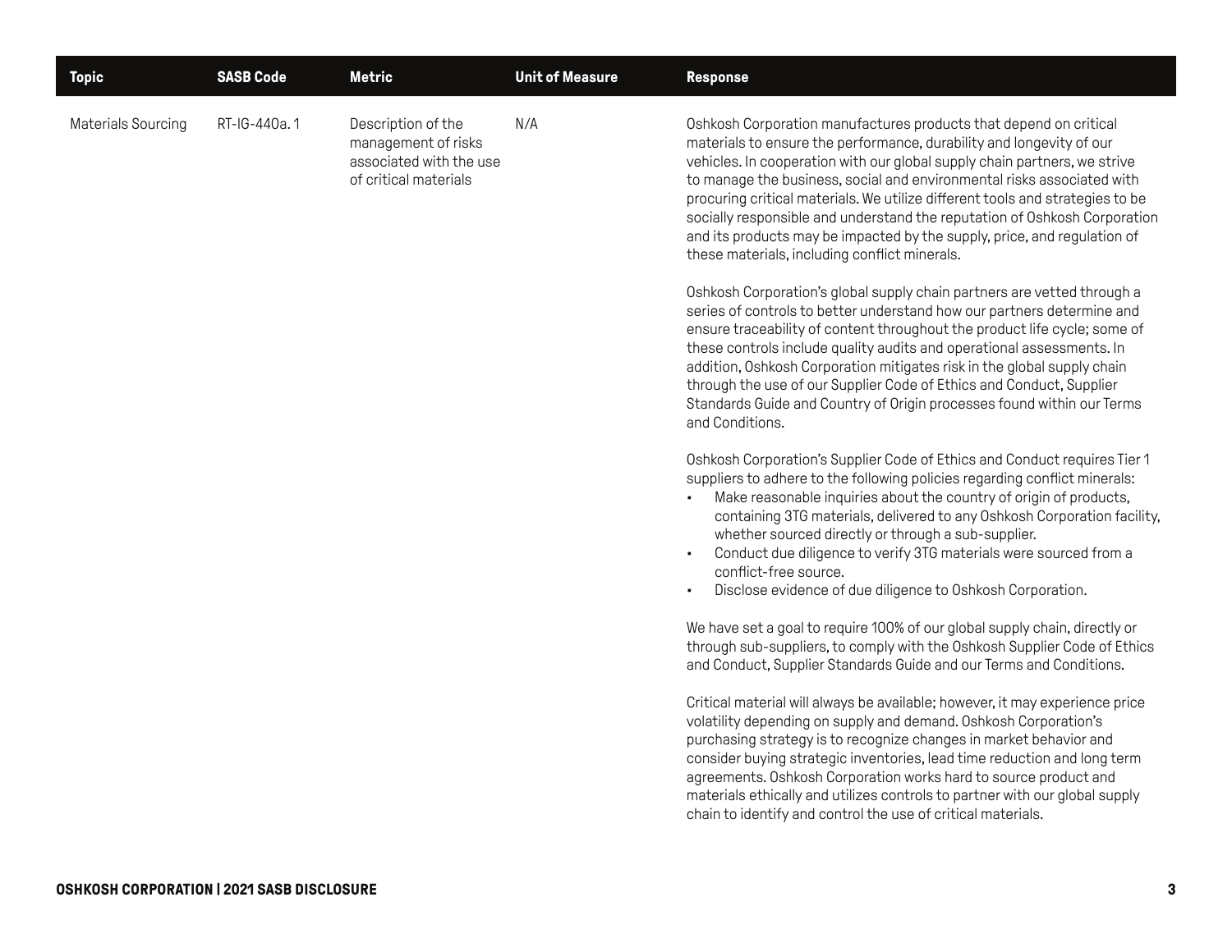| Topic | SASB Code | Metric | Unit of Measure | Response |
|---|---|---|---|---|
| Materials Sourcing | RT-IG-440a.1 | Description of the management of risks associated with the use of critical materials | N/A | Oshkosh Corporation manufactures products that depend on critical materials to ensure the performance, durability and longevity of our vehicles. In cooperation with our global supply chain partners, we strive to manage the business, social and environmental risks associated with procuring critical materials. We utilize different tools and strategies to be socially responsible and understand the reputation of Oshkosh Corporation and its products may be impacted by the supply, price, and regulation of these materials, including conflict minerals.<br><br>Oshkosh Corporation's global supply chain partners are vetted through a series of controls to better understand how our partners determine and ensure traceability of content throughout the product life cycle; some of these controls include quality audits and operational assessments. In addition, Oshkosh Corporation mitigates risk in the global supply chain through the use of our Supplier Code of Ethics and Conduct, Supplier Standards Guide and Country of Origin processes found within our Terms and Conditions.<br><br>Oshkosh Corporation's Supplier Code of Ethics and Conduct requires Tier 1 suppliers to adhere to the following policies regarding conflict minerals:<br>• Make reasonable inquiries about the country of origin of products, containing 3TG materials, delivered to any Oshkosh Corporation facility, whether sourced directly or through a sub-supplier.<br>• Conduct due diligence to verify 3TG materials were sourced from a conflict-free source.<br>• Disclose evidence of due diligence to Oshkosh Corporation.<br><br>We have set a goal to require 100% of our global supply chain, directly or through sub-suppliers, to comply with the Oshkosh Supplier Code of Ethics and Conduct, Supplier Standards Guide and our Terms and Conditions.<br><br>Critical material will always be available; however, it may experience price volatility depending on supply and demand. Oshkosh Corporation's purchasing strategy is to recognize changes in market behavior and consider buying strategic inventories, lead time reduction and long term agreements. Oshkosh Corporation works hard to source product and materials ethically and utilizes controls to partner with our global supply chain to identify and control the use of critical materials. |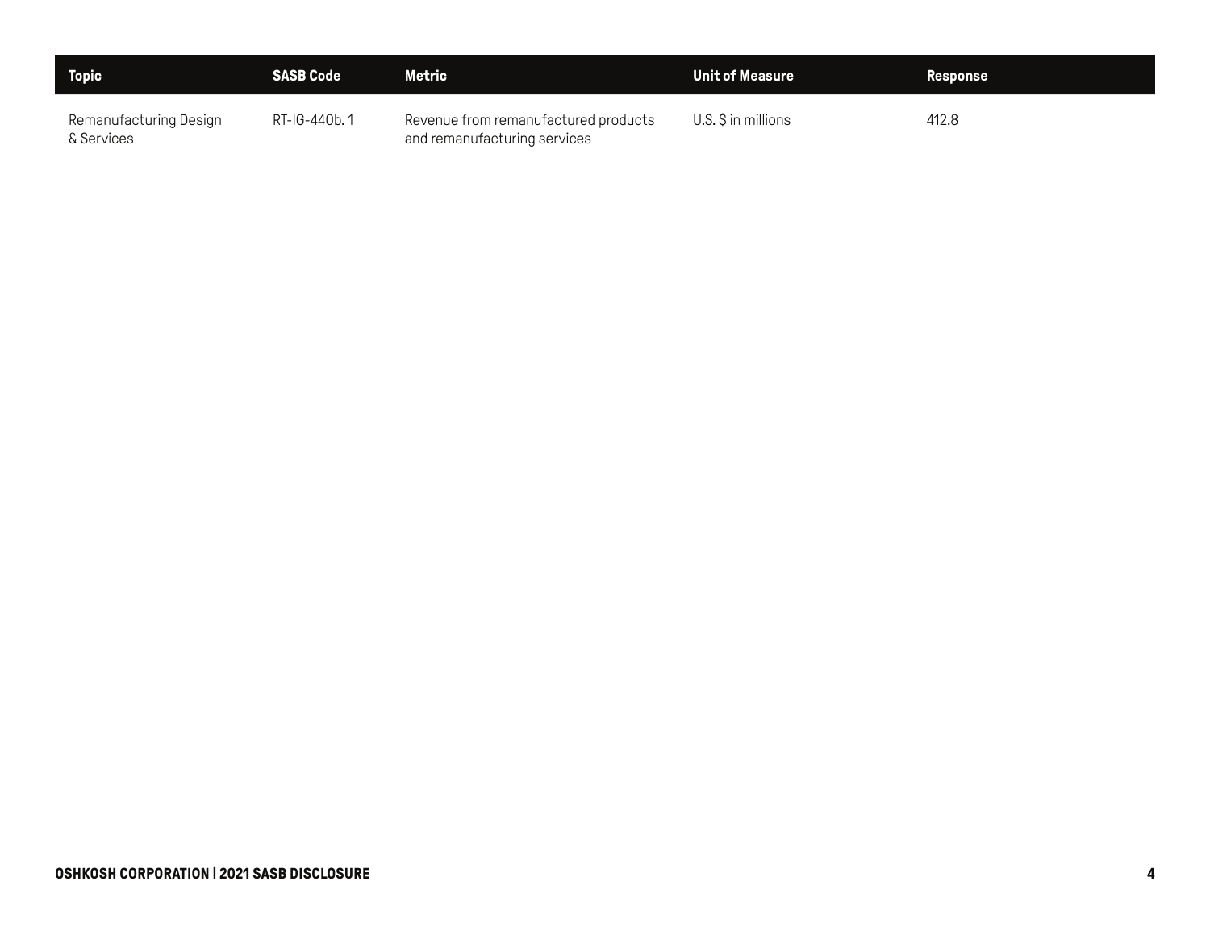| Topic | SASB Code | Metric | Unit of Measure | Response |
| --- | --- | --- | --- | --- |
| Remanufacturing Design & Services | RT-IG-440b. 1 | Revenue from remanufactured products and remanufacturing services | U.S. $ in millions | 412.8 |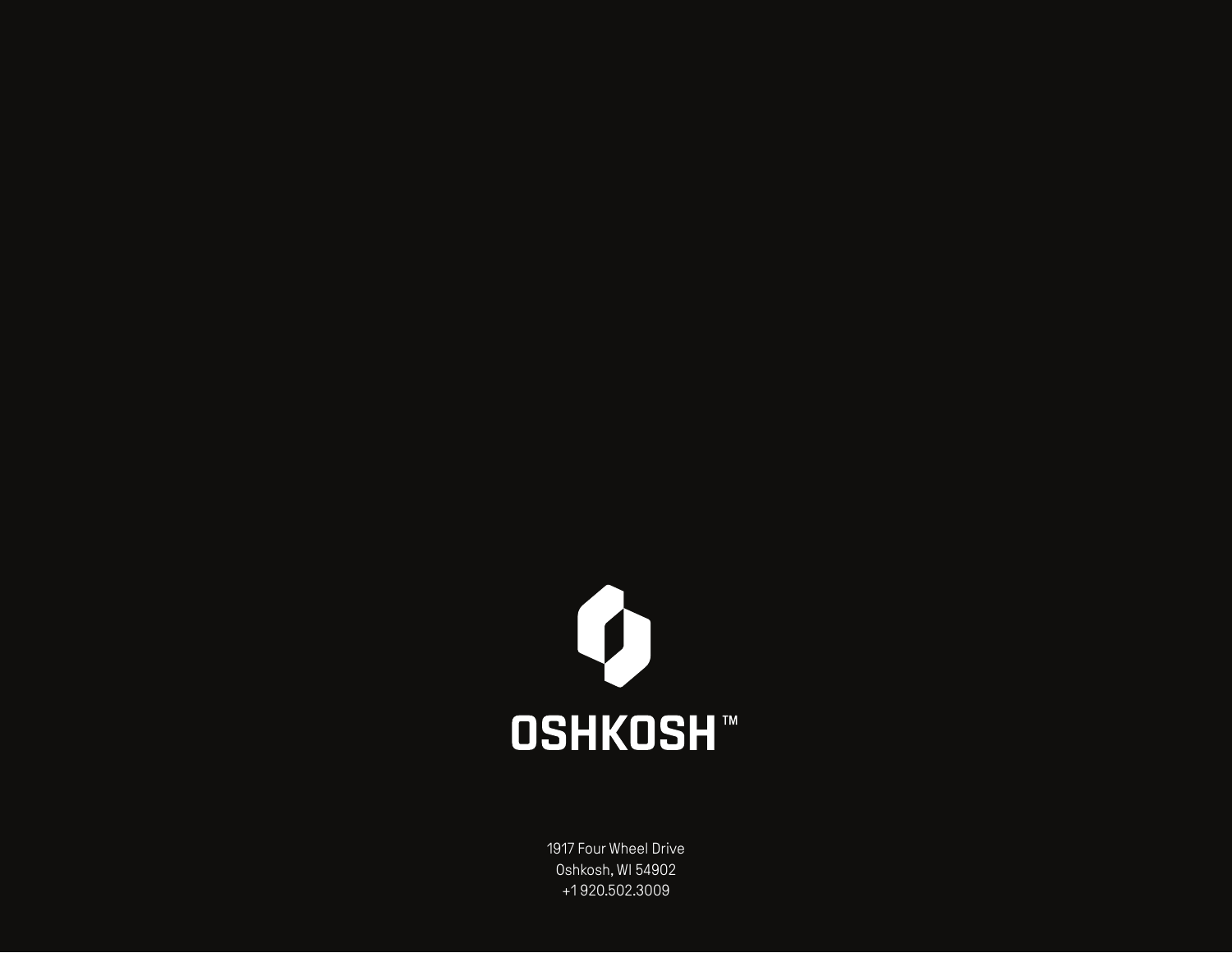OSHKOSH™

1917 Four Wheel Drive
Oshkosh, WI 54902
+1 920.502.3009